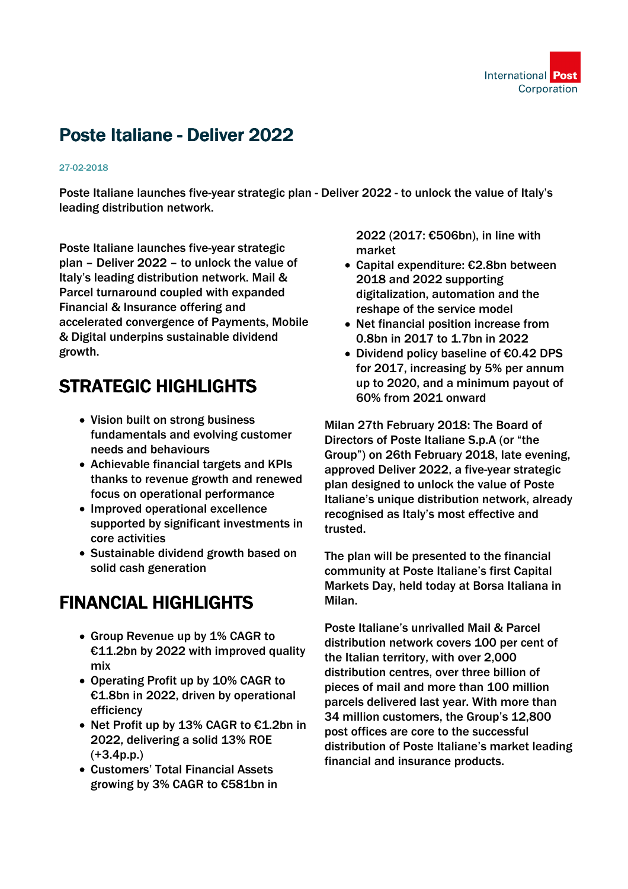# Poste Italiane - Deliver 2022

27-02-2018

Poste Italiane launches five-year strategic plan - Deliver 2022 - to unlock the value of Italy's leading distribution network.

Poste Italiane launches five-year strategic plan – Deliver 2022 – to unlock the value of Italy's leading distribution network. Mail & Parcel turnaround coupled with expanded Financial & Insurance offering and accelerated convergence of Payments, Mobile & Digital underpins sustainable dividend growth.

## STRATEGIC HIGHLIGHTS

- Vision built on strong business fundamentals and evolving customer needs and behaviours
- Achievable financial targets and KPIs thanks to revenue growth and renewed focus on operational performance
- Improved operational excellence supported by significant investments in core activities
- Sustainable dividend growth based on solid cash generation

## FINANCIAL HIGHLIGHTS

- Group Revenue up by 1% CAGR to €11.2bn by 2022 with improved quality mix
- Operating Profit up by 10% CAGR to €1.8bn in 2022, driven by operational efficiency
- Net Profit up by 13% CAGR to €1.2bn in 2022, delivering a solid 13% ROE (+3.4p.p.)
- Customers' Total Financial Assets growing by 3% CAGR to €581bn in 2022 (2017: €506bn), in line with market
- Capital expenditure: €2.8bn between 2018 and 2022 supporting digitalization, automation and the reshape of the service model
- Net financial position increase from 0.8bn in 2017 to 1.7bn in 2022
- Dividend policy baseline of €0.42 DPS for 2017, increasing by 5% per annum up to 2020, and a minimum payout of 60% from 2021 onward

Milan 27th February 2018: The Board of Directors of Poste Italiane S.p.A (or "the Group") on 26th February 2018, late evening, approved Deliver 2022, a five-year strategic plan designed to unlock the value of Poste Italiane's unique distribution network, already recognised as Italy's most effective and trusted.

The plan will be presented to the financial community at Poste Italiane's first Capital Markets Day, held today at Borsa Italiana in Milan.

Poste Italiane's unrivalled Mail & Parcel distribution network covers 100 per cent of the Italian territory, with over 2,000 distribution centres, over three billion of pieces of mail and more than 100 million parcels delivered last year. With more than 34 million customers, the Group's 12,800 post offices are core to the successful distribution of Poste Italiane's market leading financial and insurance products.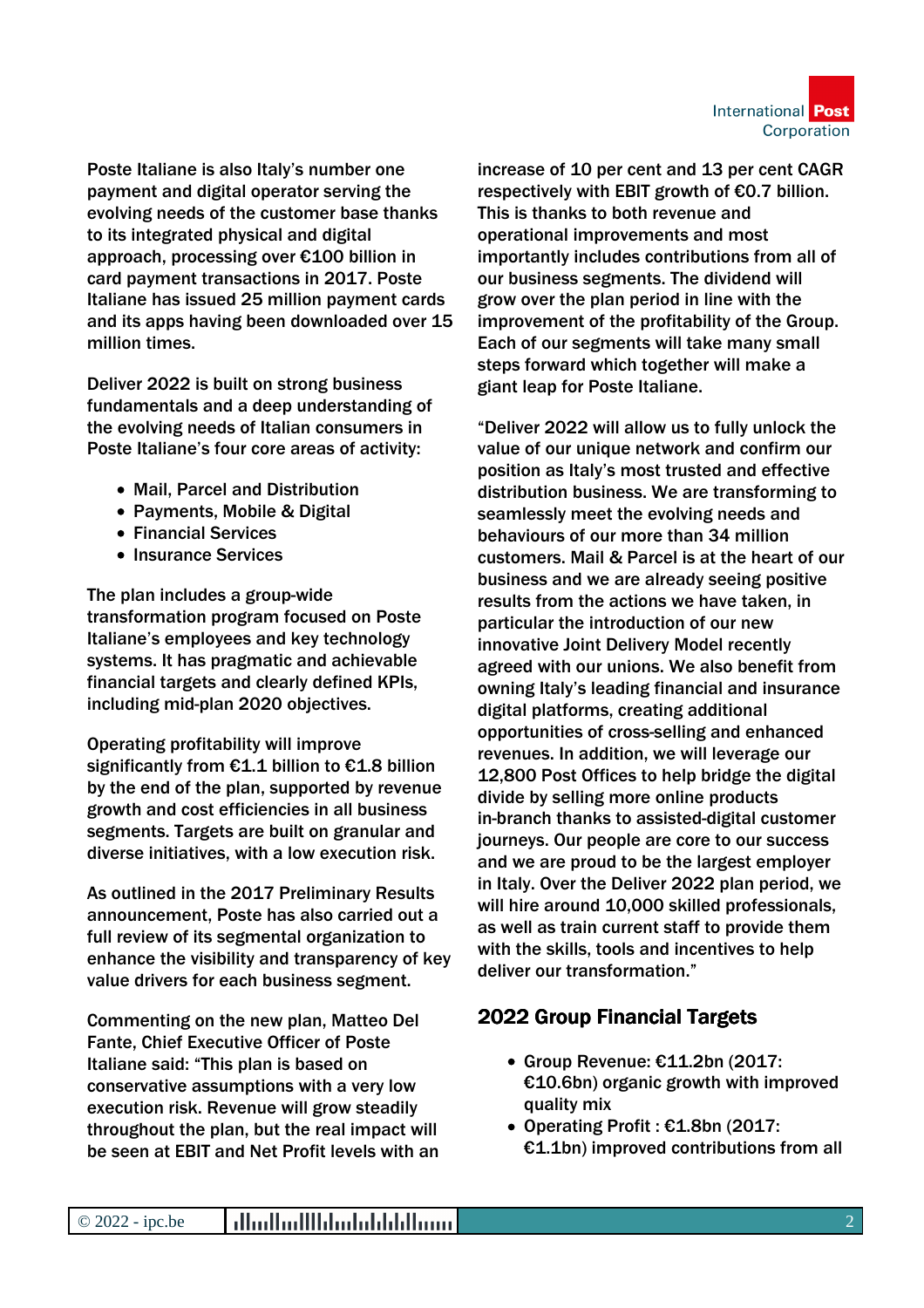Poste Italiane is also Italy's number one payment and digital operator serving the evolving needs of the customer base thanks to its integrated physical and digital approach, processing over €100 billion in card payment transactions in 2017. Poste Italiane has issued 25 million payment cards and its apps having been downloaded over 15 million times.

Deliver 2022 is built on strong business fundamentals and a deep understanding of the evolving needs of Italian consumers in Poste Italiane's four core areas of activity:

- Mail, Parcel and Distribution
- Payments, Mobile & Digital
- Financial Services
- Insurance Services

The plan includes a group-wide transformation program focused on Poste Italiane's employees and key technology systems. It has pragmatic and achievable financial targets and clearly defined KPIs, including mid-plan 2020 objectives.

Operating profitability will improve significantly from €1.1 billion to €1.8 billion by the end of the plan, supported by revenue growth and cost efficiencies in all business segments. Targets are built on granular and diverse initiatives, with a low execution risk.

As outlined in the 2017 Preliminary Results announcement, Poste has also carried out a full review of its segmental organization to enhance the visibility and transparency of key value drivers for each business segment.

Commenting on the new plan, Matteo Del Fante, Chief Executive Officer of Poste Italiane said: "This plan is based on conservative assumptions with a very low execution risk. Revenue will grow steadily throughout the plan, but the real impact will be seen at EBIT and Net Profit levels with an increase of 10 per cent and 13 per cent CAGR respectively with EBIT growth of €0.7 billion. This is thanks to both revenue and operational improvements and most importantly includes contributions from all of our business segments. The dividend will grow over the plan period in line with the improvement of the profitability of the Group. Each of our segments will take many small steps forward which together will make a giant leap for Poste Italiane.

"Deliver 2022 will allow us to fully unlock the value of our unique network and confirm our position as Italy's most trusted and effective distribution business. We are transforming to seamlessly meet the evolving needs and behaviours of our more than 34 million customers. Mail & Parcel is at the heart of our business and we are already seeing positive results from the actions we have taken, in particular the introduction of our new innovative Joint Delivery Model recently agreed with our unions. We also benefit from owning Italy's leading financial and insurance digital platforms, creating additional opportunities of cross-selling and enhanced revenues. In addition, we will leverage our 12,800 Post Offices to help bridge the digital divide by selling more online products in-branch thanks to assisted-digital customer journeys. Our people are core to our success and we are proud to be the largest employer in Italy. Over the Deliver 2022 plan period, we will hire around 10,000 skilled professionals, as well as train current staff to provide them with the skills, tools and incentives to help deliver our transformation."

## 2022 Group Financial Targets

- Group Revenue: €11.2bn (2017: €10.6bn) organic growth with improved quality mix
- Operating Profit : €1.8bn (2017: €1.1bn) improved contributions from all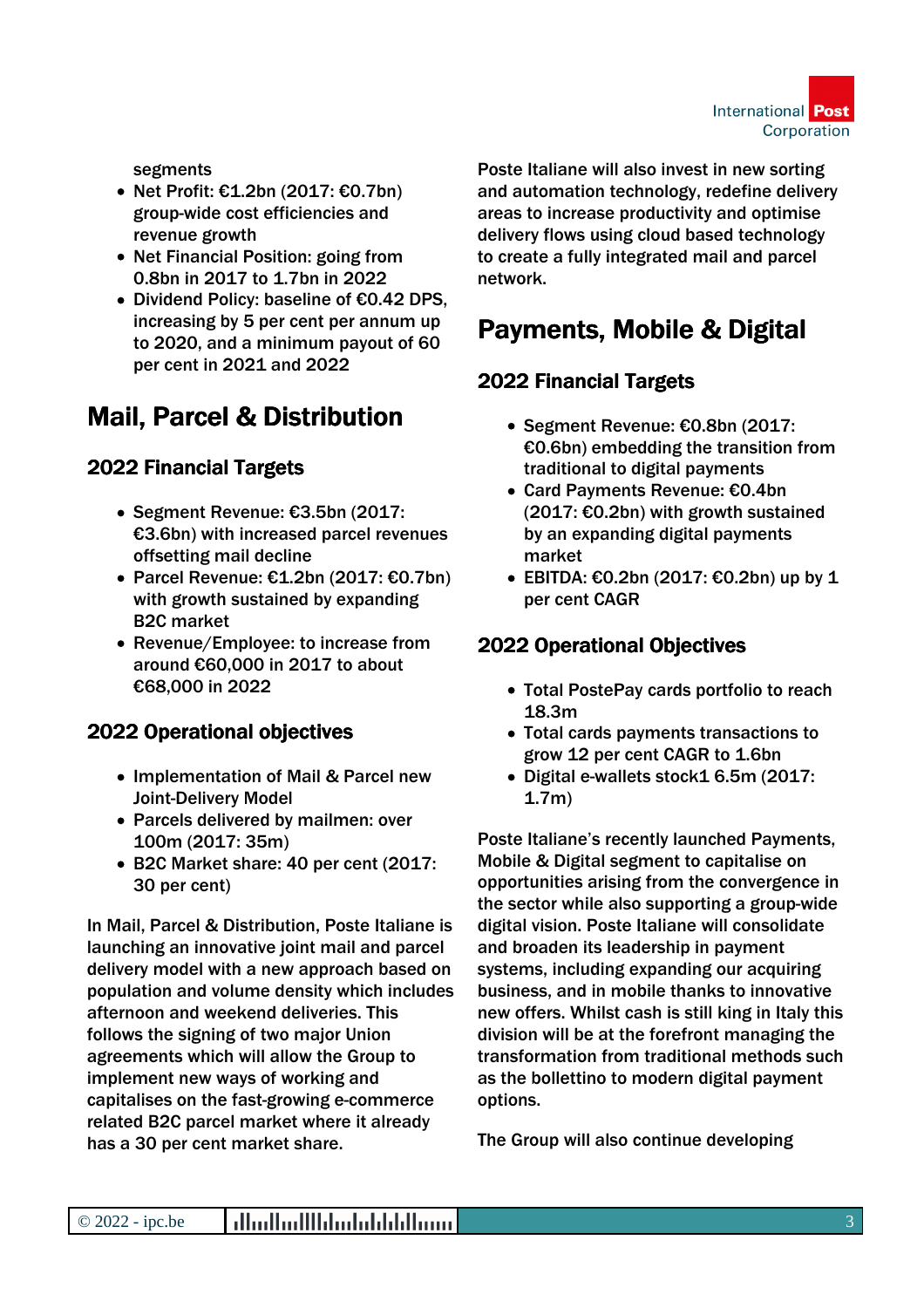segments

- Net Profit: €1.2bn (2017: €0.7bn) group-wide cost efficiencies and revenue growth
- Net Financial Position: going from 0.8bn in 2017 to 1.7bn in 2022
- Dividend Policy: baseline of €0.42 DPS, increasing by 5 per cent per annum up to 2020, and a minimum payout of 60 per cent in 2021 and 2022

## Mail, Parcel & Distribution

### 2022 Financial Targets

- Segment Revenue: €3.5bn (2017: €3.6bn) with increased parcel revenues offsetting mail decline
- Parcel Revenue: €1.2bn (2017: €0.7bn) with growth sustained by expanding B2C market
- Revenue/Employee: to increase from around €60,000 in 2017 to about €68,000 in 2022

### 2022 Operational objectives

- Implementation of Mail & Parcel new Joint-Delivery Model
- Parcels delivered by mailmen: over 100m (2017: 35m)
- B2C Market share: 40 per cent (2017: 30 per cent)

In Mail, Parcel & Distribution, Poste Italiane is launching an innovative joint mail and parcel delivery model with a new approach based on population and volume density which includes afternoon and weekend deliveries. This follows the signing of two major Union agreements which will allow the Group to implement new ways of working and capitalises on the fast-growing e-commerce related B2C parcel market where it already has a 30 per cent market share.

Poste Italiane will also invest in new sorting and automation technology, redefine delivery areas to increase productivity and optimise delivery flows using cloud based technology to create a fully integrated mail and parcel network.

## Payments, Mobile & Digital

### 2022 Financial Targets

- Segment Revenue: €0.8bn (2017: €0.6bn) embedding the transition from traditional to digital payments
- Card Payments Revenue: €0.4bn (2017: €0.2bn) with growth sustained by an expanding digital payments market
- EBITDA: €0.2bn (2017: €0.2bn) up by 1 per cent CAGR

### 2022 Operational Objectives

- Total PostePay cards portfolio to reach 18.3m
- Total cards payments transactions to grow 12 per cent CAGR to 1.6bn
- Digital e-wallets stock1 6.5m (2017: 1.7m)

Poste Italiane's recently launched Payments, Mobile & Digital segment to capitalise on opportunities arising from the convergence in the sector while also supporting a group-wide digital vision. Poste Italiane will consolidate and broaden its leadership in payment systems, including expanding our acquiring business, and in mobile thanks to innovative new offers. Whilst cash is still king in Italy this division will be at the forefront managing the transformation from traditional methods such as the bollettino to modern digital payment options.

The Group will also continue developing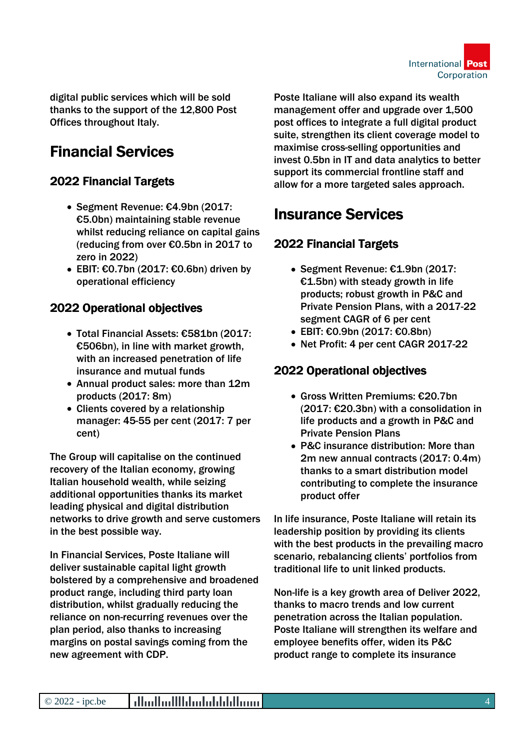digital public services which will be sold thanks to the support of the 12,800 Post Offices throughout Italy.

## Financial Services

### 2022 Financial Targets

- Segment Revenue: €4.9bn (2017: €5.0bn) maintaining stable revenue whilst reducing reliance on capital gains (reducing from over €0.5bn in 2017 to zero in 2022)
- EBIT: €0.7bn (2017: €0.6bn) driven by operational efficiency

### 2022 Operational objectives

- Total Financial Assets: €581bn (2017: €506bn), in line with market growth, with an increased penetration of life insurance and mutual funds
- Annual product sales: more than 12m products (2017: 8m)
- Clients covered by a relationship manager: 45-55 per cent (2017: 7 per cent)

The Group will capitalise on the continued recovery of the Italian economy, growing Italian household wealth, while seizing additional opportunities thanks its market leading physical and digital distribution networks to drive growth and serve customers in the best possible way.

In Financial Services, Poste Italiane will deliver sustainable capital light growth bolstered by a comprehensive and broadened product range, including third party loan distribution, whilst gradually reducing the reliance on non-recurring revenues over the plan period, also thanks to increasing margins on postal savings coming from the new agreement with CDP.

Poste Italiane will also expand its wealth management offer and upgrade over 1,500 post offices to integrate a full digital product suite, strengthen its client coverage model to maximise cross-selling opportunities and invest 0.5bn in IT and data analytics to better support its commercial frontline staff and allow for a more targeted sales approach.

## Insurance Services

### 2022 Financial Targets

- Segment Revenue: €1.9bn (2017: €1.5bn) with steady growth in life products; robust growth in P&C and Private Pension Plans, with a 2017-22 segment CAGR of 6 per cent
- EBIT: €0.9bn (2017: €0.8bn)
- Net Profit: 4 per cent CAGR 2017-22

### 2022 Operational objectives

- Gross Written Premiums: €20.7bn (2017: €20.3bn) with a consolidation in life products and a growth in P&C and Private Pension Plans
- P&C insurance distribution: More than 2m new annual contracts (2017: 0.4m) thanks to a smart distribution model contributing to complete the insurance product offer

In life insurance, Poste Italiane will retain its leadership position by providing its clients with the best products in the prevailing macro scenario, rebalancing clients' portfolios from traditional life to unit linked products.

Non-life is a key growth area of Deliver 2022, thanks to macro trends and low current penetration across the Italian population. Poste Italiane will strengthen its welfare and employee benefits offer, widen its P&C product range to complete its insurance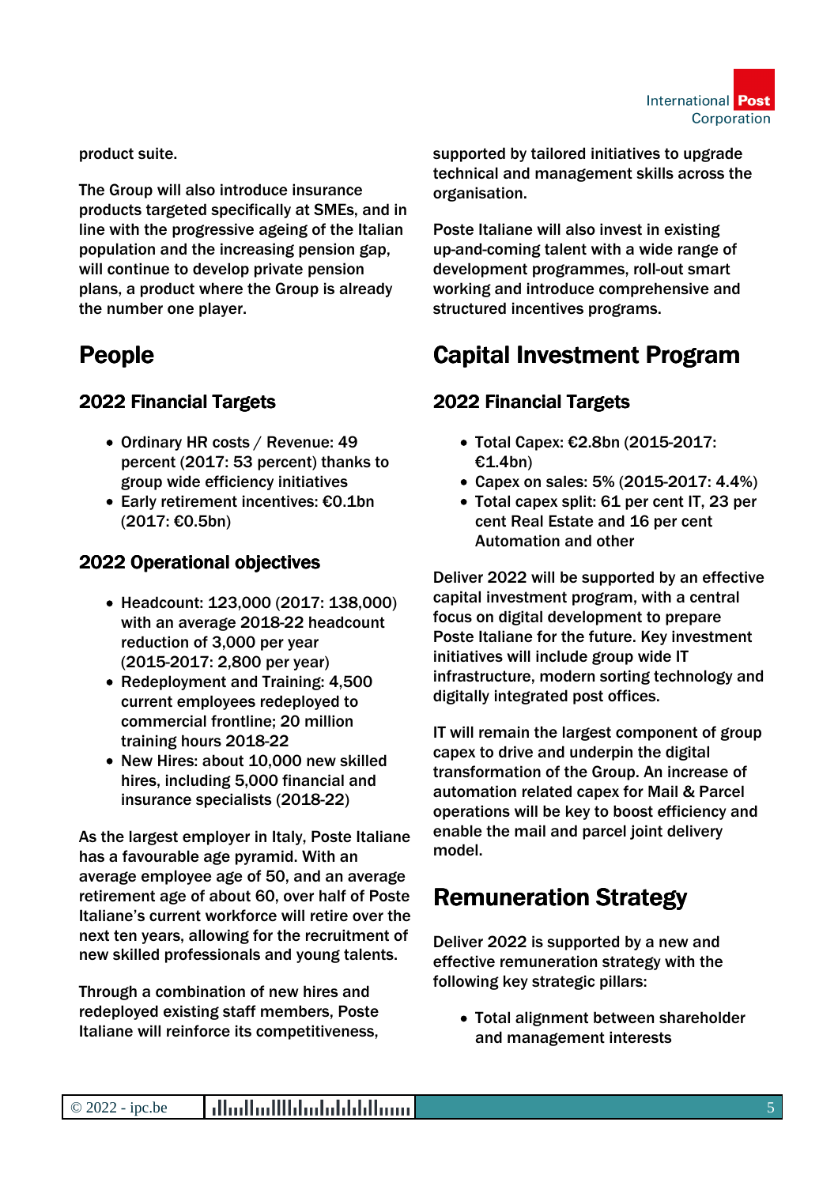product suite.

The Group will also introduce insurance products targeted specifically at SMEs, and in line with the progressive ageing of the Italian population and the increasing pension gap, will continue to develop private pension plans, a product where the Group is already the number one player.

# People

## 2022 Financial Targets

- Ordinary HR costs / Revenue: 49 percent (2017: 53 percent) thanks to group wide efficiency initiatives
- Early retirement incentives: €0.1bn (2017: €0.5bn)

## 2022 Operational objectives

- Headcount: 123,000 (2017: 138,000) with an average 2018-22 headcount reduction of 3,000 per year (2015-2017: 2,800 per year)
- Redeployment and Training: 4,500 current employees redeployed to commercial frontline; 20 million training hours 2018-22
- New Hires: about 10,000 new skilled hires, including 5,000 financial and insurance specialists (2018-22)

As the largest employer in Italy, Poste Italiane has a favourable age pyramid. With an average employee age of 50, and an average retirement age of about 60, over half of Poste Italiane's current workforce will retire over the next ten years, allowing for the recruitment of new skilled professionals and young talents.

Through a combination of new hires and redeployed existing staff members, Poste Italiane will reinforce its competitiveness, supported by tailored initiatives to upgrade technical and management skills across the organisation.

Poste Italiane will also invest in existing up-and-coming talent with a wide range of development programmes, roll-out smart working and introduce comprehensive and structured incentives programs.

# Capital Investment Program

## 2022 Financial Targets

- Total Capex: €2.8bn (2015-2017: €1.4bn)
- Capex on sales: 5% (2015-2017: 4.4%)
- Total capex split: 61 per cent IT, 23 per cent Real Estate and 16 per cent Automation and other

Deliver 2022 will be supported by an effective capital investment program, with a central focus on digital development to prepare Poste Italiane for the future. Key investment initiatives will include group wide IT infrastructure, modern sorting technology and digitally integrated post offices.

IT will remain the largest component of group capex to drive and underpin the digital transformation of the Group. An increase of automation related capex for Mail & Parcel operations will be key to boost efficiency and enable the mail and parcel joint delivery model.

# Remuneration Strategy

Deliver 2022 is supported by a new and effective remuneration strategy with the following key strategic pillars:

- Total alignment between shareholder and management interests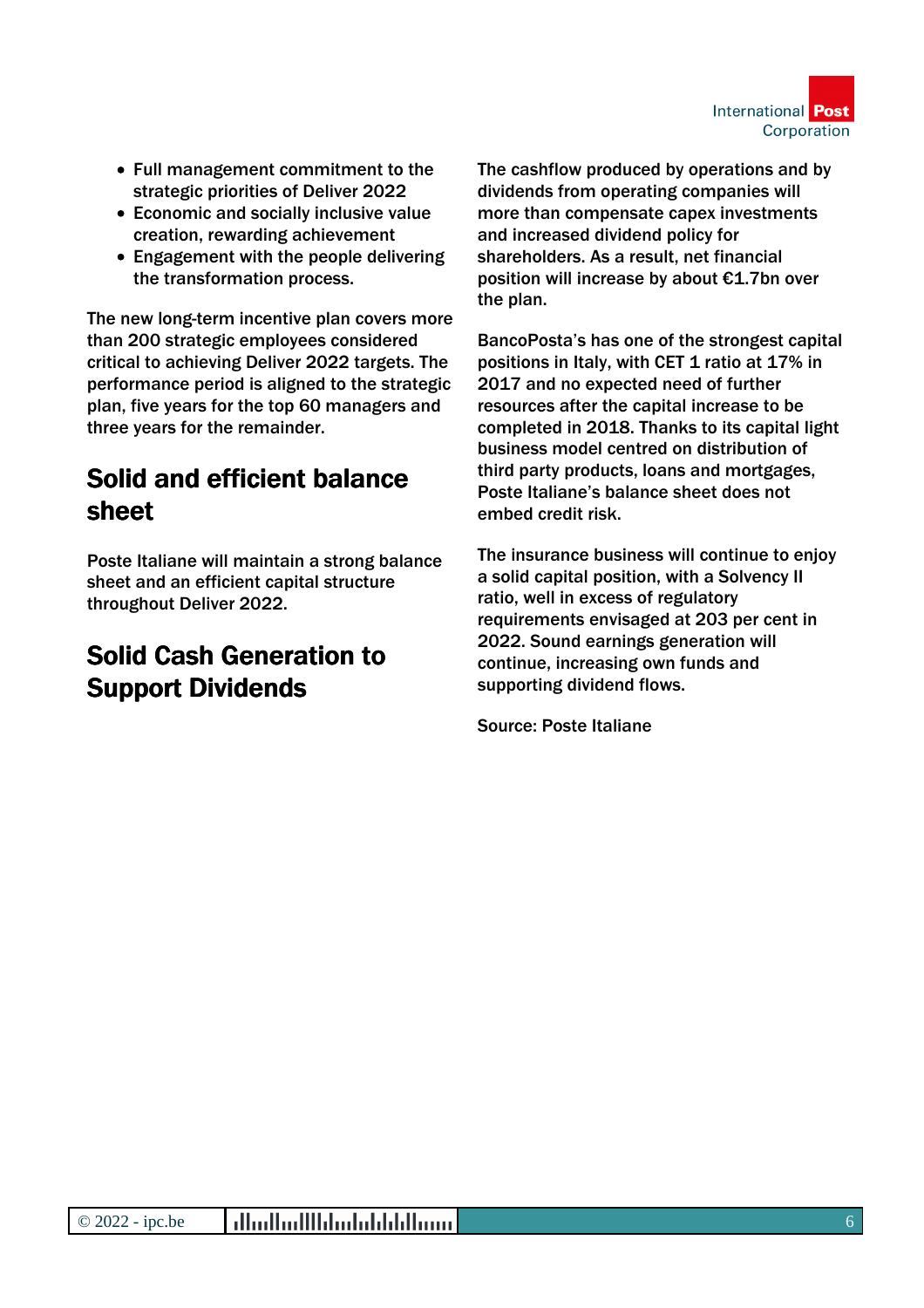- Full management commitment to the strategic priorities of Deliver 2022
- Economic and socially inclusive value creation, rewarding achievement
- Engagement with the people delivering the transformation process.

The new long-term incentive plan covers more than 200 strategic employees considered critical to achieving Deliver 2022 targets. The performance period is aligned to the strategic plan, five years for the top 60 managers and three years for the remainder.

## Solid and efficient balance sheet

Poste Italiane will maintain a strong balance sheet and an efficient capital structure throughout Deliver 2022.

## Solid Cash Generation to Support Dividends

The cashflow produced by operations and by dividends from operating companies will more than compensate capex investments and increased dividend policy for shareholders. As a result, net financial position will increase by about €1.7bn over the plan.

BancoPosta's has one of the strongest capital positions in Italy, with CET 1 ratio at 17% in 2017 and no expected need of further resources after the capital increase to be completed in 2018. Thanks to its capital light business model centred on distribution of third party products, loans and mortgages, Poste Italiane's balance sheet does not embed credit risk.

The insurance business will continue to enjoy a solid capital position, with a Solvency II ratio, well in excess of regulatory requirements envisaged at 203 per cent in 2022. Sound earnings generation will continue, increasing own funds and supporting dividend flows.

Source: Poste Italiane